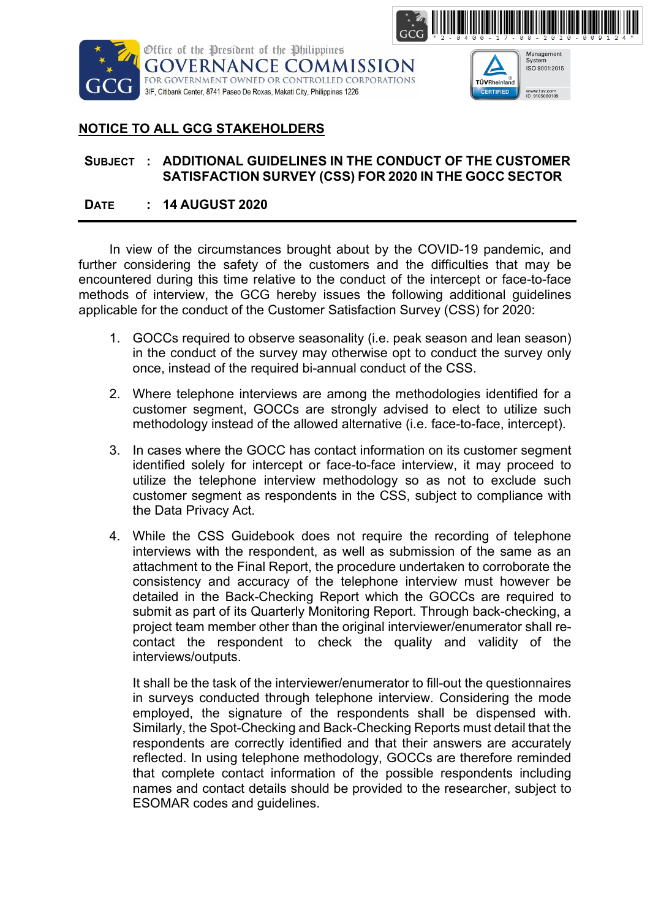Office of the President of the Philippines
GOVERNANCE COMMISSION
FOR GOVERNMENT OWNED OR CONTROLLED CORPORATIONS
3/F, Citibank Center, 8741 Paseo De Roxas, Makati City, Philippines 1226

## NOTICE TO ALL GCG STAKEHOLDERS

**SUBJECT : ADDITIONAL GUIDELINES IN THE CONDUCT OF THE CUSTOMER SATISFACTION SURVEY (CSS) FOR 2020 IN THE GOCC SECTOR**

**DATE : 14 AUGUST 2020**

---

In view of the circumstances brought about by the COVID-19 pandemic, and further considering the safety of the customers and the difficulties that may be encountered during this time relative to the conduct of the intercept or face-to-face methods of interview, the GCG hereby issues the following additional guidelines applicable for the conduct of the Customer Satisfaction Survey (CSS) for 2020:

1. GOCCs required to observe seasonality (i.e. peak season and lean season) in the conduct of the survey may otherwise opt to conduct the survey only once, instead of the required bi-annual conduct of the CSS.

2. Where telephone interviews are among the methodologies identified for a customer segment, GOCCs are strongly advised to elect to utilize such methodology instead of the allowed alternative (i.e. face-to-face, intercept).

3. In cases where the GOCC has contact information on its customer segment identified solely for intercept or face-to-face interview, it may proceed to utilize the telephone interview methodology so as not to exclude such customer segment as respondents in the CSS, subject to compliance with the Data Privacy Act.

4. While the CSS Guidebook does not require the recording of telephone interviews with the respondent, as well as submission of the same as an attachment to the Final Report, the procedure undertaken to corroborate the consistency and accuracy of the telephone interview must however be detailed in the Back-Checking Report which the GOCCs are required to submit as part of its Quarterly Monitoring Report. Through back-checking, a project team member other than the original interviewer/enumerator shall re-contact the respondent to check the quality and validity of the interviews/outputs.

   It shall be the task of the interviewer/enumerator to fill-out the questionnaires in surveys conducted through telephone interview. Considering the mode employed, the signature of the respondents shall be dispensed with. Similarly, the Spot-Checking and Back-Checking Reports must detail that the respondents are correctly identified and that their answers are accurately reflected. In using telephone methodology, GOCCs are therefore reminded that complete contact information of the possible respondents including names and contact details should be provided to the researcher, subject to ESOMAR codes and guidelines.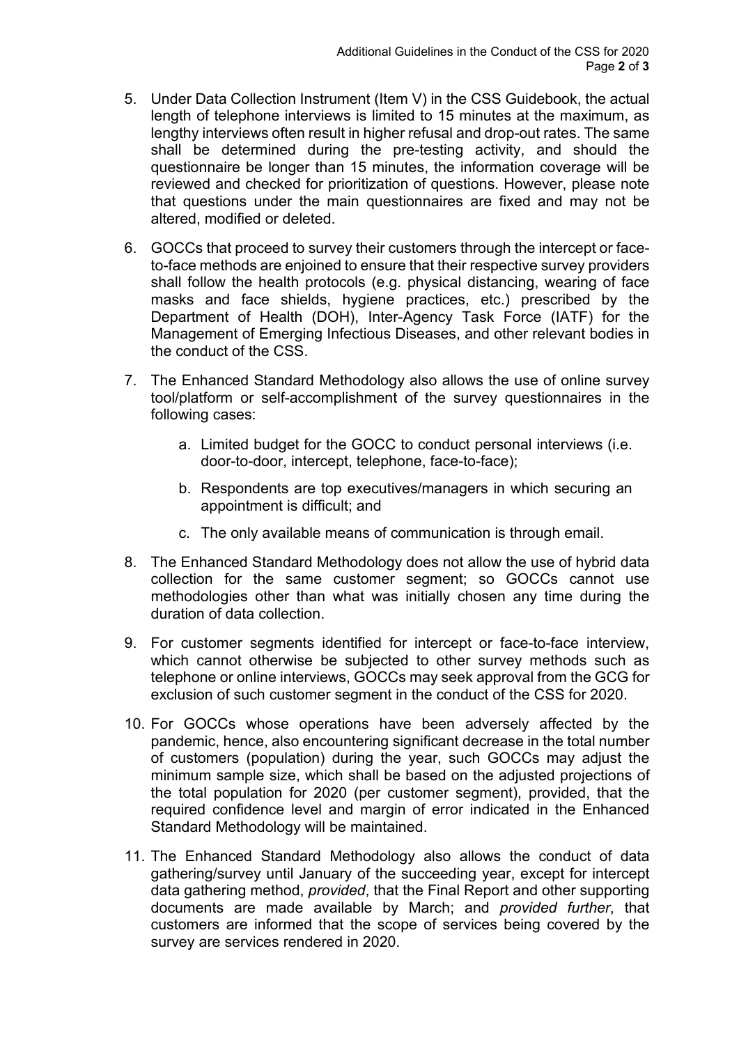5. Under Data Collection Instrument (Item V) in the CSS Guidebook, the actual length of telephone interviews is limited to 15 minutes at the maximum, as lengthy interviews often result in higher refusal and drop-out rates. The same shall be determined during the pre-testing activity, and should the questionnaire be longer than 15 minutes, the information coverage will be reviewed and checked for prioritization of questions. However, please note that questions under the main questionnaires are fixed and may not be altered, modified or deleted.

6. GOCCs that proceed to survey their customers through the intercept or face-to-face methods are enjoined to ensure that their respective survey providers shall follow the health protocols (e.g. physical distancing, wearing of face masks and face shields, hygiene practices, etc.) prescribed by the Department of Health (DOH), Inter-Agency Task Force (IATF) for the Management of Emerging Infectious Diseases, and other relevant bodies in the conduct of the CSS.

7. The Enhanced Standard Methodology also allows the use of online survey tool/platform or self-accomplishment of the survey questionnaires in the following cases:

   a. Limited budget for the GOCC to conduct personal interviews (i.e. door-to-door, intercept, telephone, face-to-face);

   b. Respondents are top executives/managers in which securing an appointment is difficult; and

   c. The only available means of communication is through email.

8. The Enhanced Standard Methodology does not allow the use of hybrid data collection for the same customer segment; so GOCCs cannot use methodologies other than what was initially chosen any time during the duration of data collection.

9. For customer segments identified for intercept or face-to-face interview, which cannot otherwise be subjected to other survey methods such as telephone or online interviews, GOCCs may seek approval from the GCG for exclusion of such customer segment in the conduct of the CSS for 2020.

10. For GOCCs whose operations have been adversely affected by the pandemic, hence, also encountering significant decrease in the total number of customers (population) during the year, such GOCCs may adjust the minimum sample size, which shall be based on the adjusted projections of the total population for 2020 (per customer segment), provided, that the required confidence level and margin of error indicated in the Enhanced Standard Methodology will be maintained.

11. The Enhanced Standard Methodology also allows the conduct of data gathering/survey until January of the succeeding year, except for intercept data gathering method, *provided*, that the Final Report and other supporting documents are made available by March; and *provided further*, that customers are informed that the scope of services being covered by the survey are services rendered in 2020.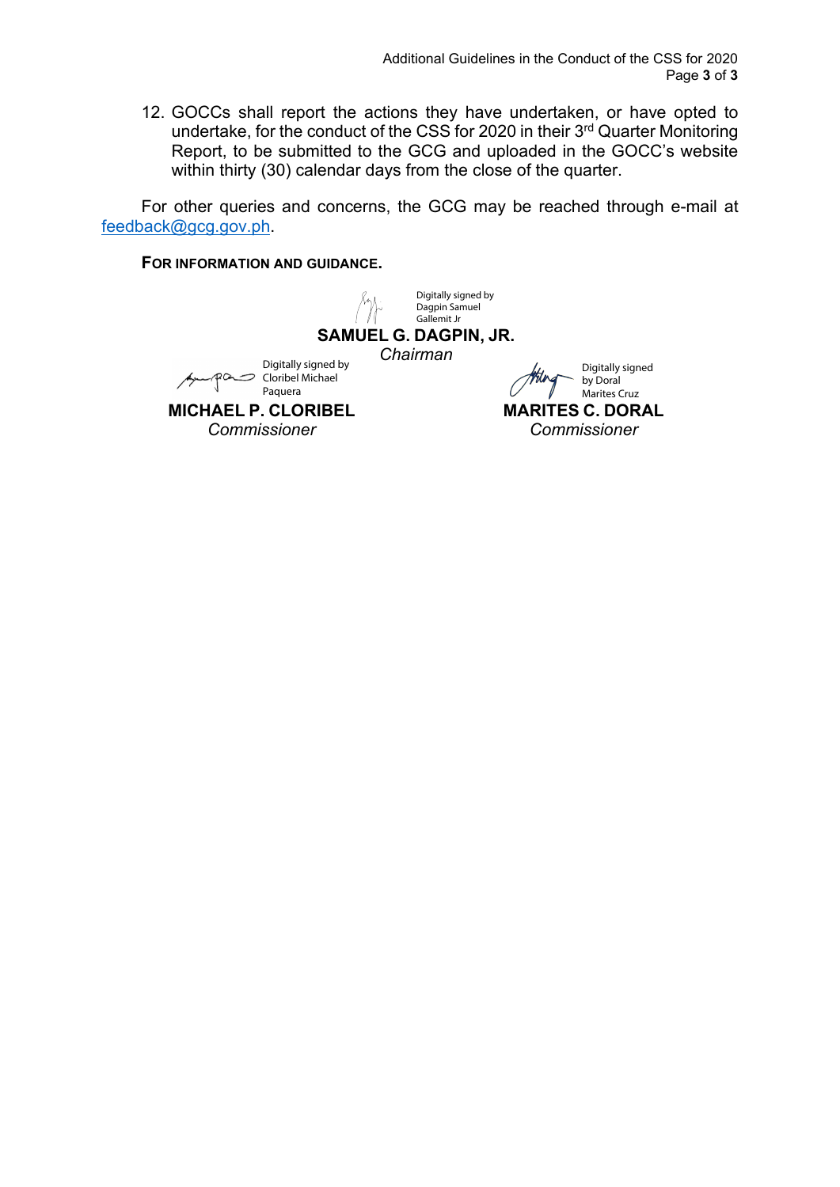12. GOCCs shall report the actions they have undertaken, or have opted to undertake, for the conduct of the CSS for 2020 in their 3rd Quarter Monitoring Report, to be submitted to the GCG and uploaded in the GOCC's website within thirty (30) calendar days from the close of the quarter.

For other queries and concerns, the GCG may be reached through e-mail at feedback@gcg.gov.ph.

**FOR INFORMATION AND GUIDANCE.**

Digitally signed by Dagpin Samuel Gallemit Jr

**SAMUEL G. DAGPIN, JR.**
*Chairman*

Digitally signed by Cloribel Michael Paquera

**MICHAEL P. CLORIBEL**
*Commissioner*

Digitally signed by Doral Marites Cruz

**MARITES C. DORAL**
*Commissioner*